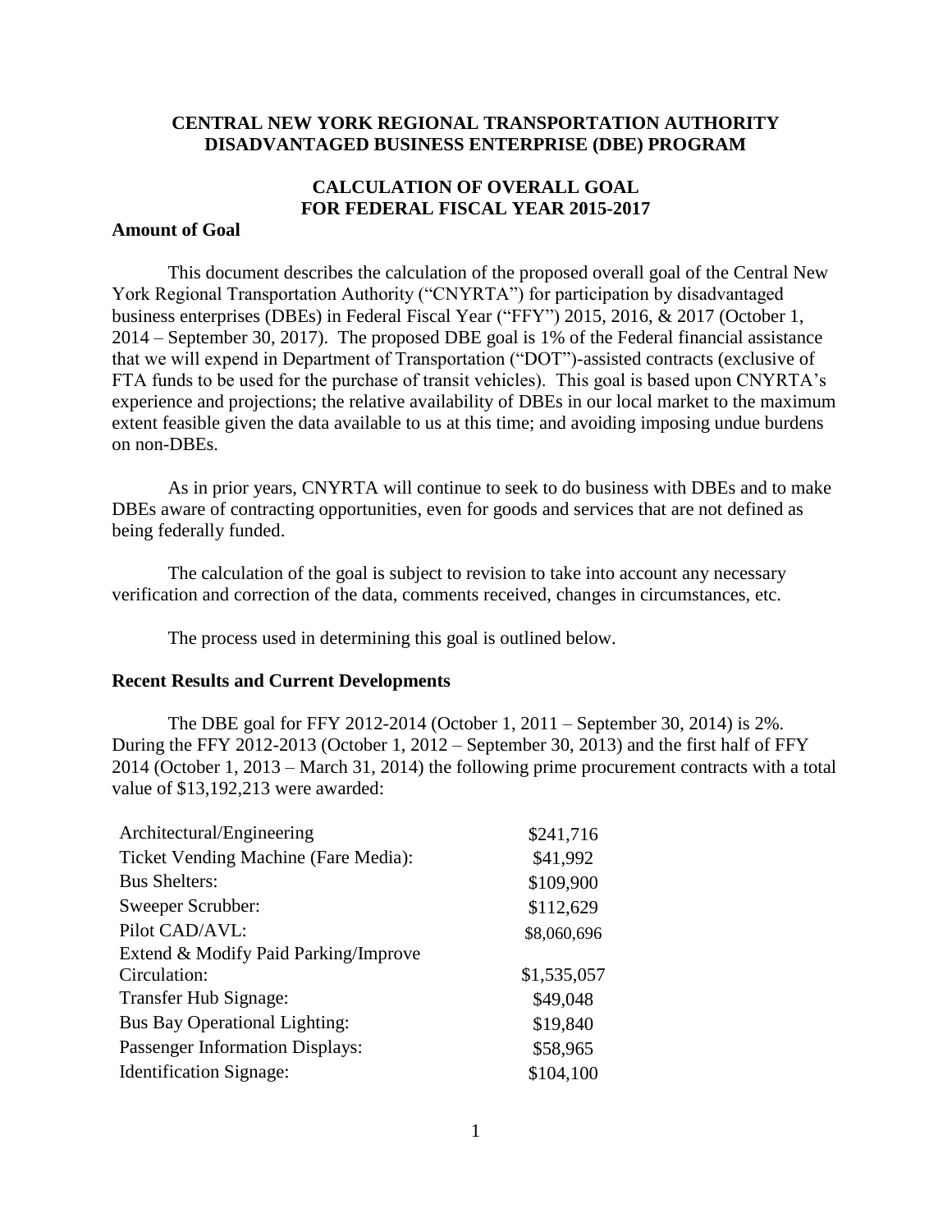# CENTRAL NEW YORK REGIONAL TRANSPORTATION AUTHORITY DISADVANTAGED BUSINESS ENTERPRISE (DBE) PROGRAM

## CALCULATION OF OVERALL GOAL FOR FEDERAL FISCAL YEAR 2015-2017

### Amount of Goal

This document describes the calculation of the proposed overall goal of the Central New York Regional Transportation Authority ("CNYRTA") for participation by disadvantaged business enterprises (DBEs) in Federal Fiscal Year ("FFY") 2015, 2016, & 2017 (October 1, 2014 – September 30, 2017). The proposed DBE goal is 1% of the Federal financial assistance that we will expend in Department of Transportation ("DOT")-assisted contracts (exclusive of FTA funds to be used for the purchase of transit vehicles). This goal is based upon CNYRTA's experience and projections; the relative availability of DBEs in our local market to the maximum extent feasible given the data available to us at this time; and avoiding imposing undue burdens on non-DBEs.

As in prior years, CNYRTA will continue to seek to do business with DBEs and to make DBEs aware of contracting opportunities, even for goods and services that are not defined as being federally funded.

The calculation of the goal is subject to revision to take into account any necessary verification and correction of the data, comments received, changes in circumstances, etc.

The process used in determining this goal is outlined below.

### Recent Results and Current Developments

The DBE goal for FFY 2012-2014 (October 1, 2011 – September 30, 2014) is 2%. During the FFY 2012-2013 (October 1, 2012 – September 30, 2013) and the first half of FFY 2014 (October 1, 2013 – March 31, 2014) the following prime procurement contracts with a total value of $13,192,213 were awarded:

| | |
|---|---|
| Architectural/Engineering | $241,716 |
| Ticket Vending Machine (Fare Media): | $41,992 |
| Bus Shelters: | $109,900 |
| Sweeper Scrubber: | $112,629 |
| Pilot CAD/AVL: | $8,060,696 |
| Extend & Modify Paid Parking/Improve Circulation: | $1,535,057 |
| Transfer Hub Signage: | $49,048 |
| Bus Bay Operational Lighting: | $19,840 |
| Passenger Information Displays: | $58,965 |
| Identification Signage: | $104,100 |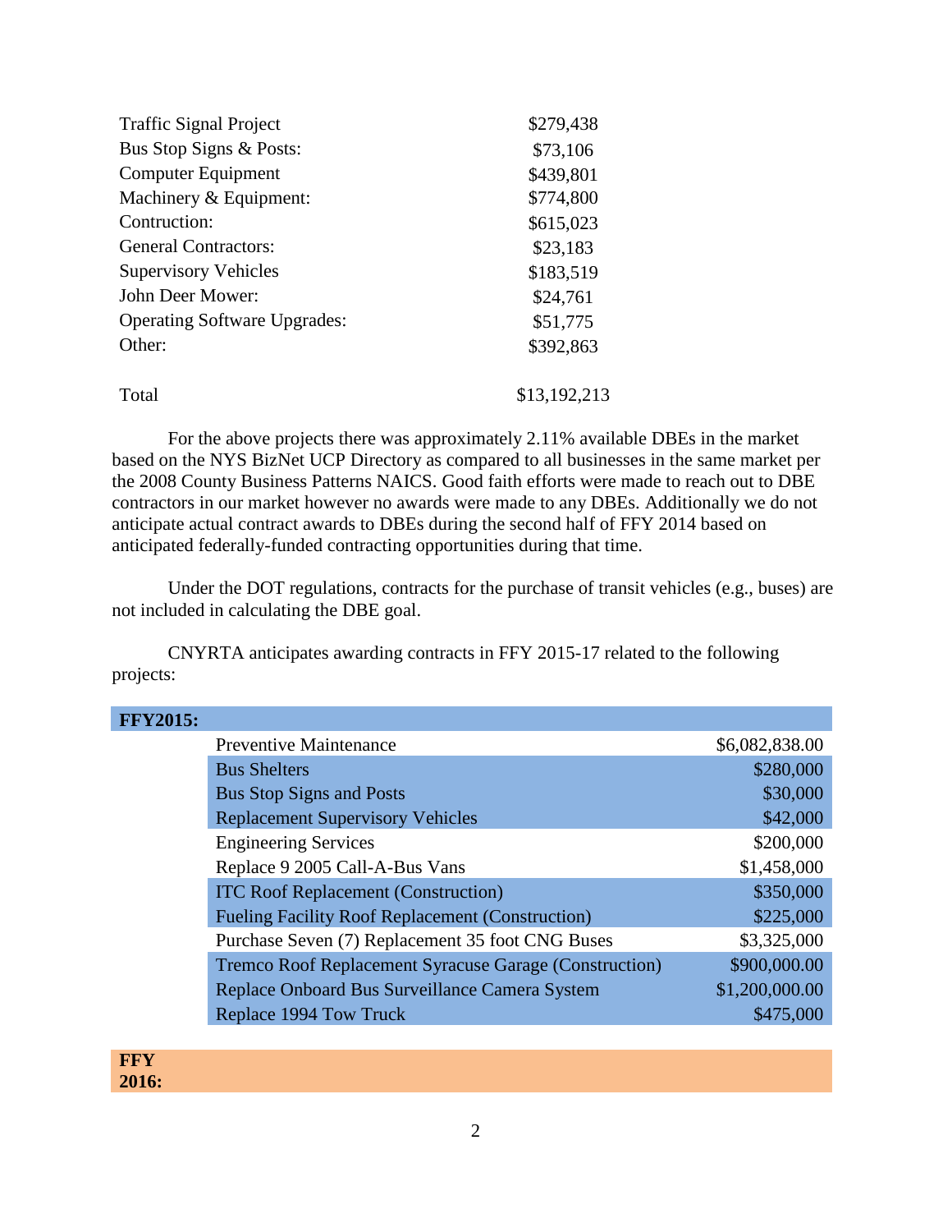| | |
|---|---|
| Traffic Signal Project | $279,438 |
| Bus Stop Signs & Posts: | $73,106 |
| Computer Equipment | $439,801 |
| Machinery & Equipment: | $774,800 |
| Contruction: | $615,023 |
| General Contractors: | $23,183 |
| Supervisory Vehicles | $183,519 |
| John Deer Mower: | $24,761 |
| Operating Software Upgrades: | $51,775 |
| Other: | $392,863 |
| | |
| Total | $13,192,213 |

For the above projects there was approximately 2.11% available DBEs in the market based on the NYS BizNet UCP Directory as compared to all businesses in the same market per the 2008 County Business Patterns NAICS. Good faith efforts were made to reach out to DBE contractors in our market however no awards were made to any DBEs. Additionally we do not anticipate actual contract awards to DBEs during the second half of FFY 2014 based on anticipated federally-funded contracting opportunities during that time.

Under the DOT regulations, contracts for the purchase of transit vehicles (e.g., buses) are not included in calculating the DBE goal.

CNYRTA anticipates awarding contracts in FFY 2015-17 related to the following projects:

| **FFY2015:** | | |
|---|---|---|
| | Preventive Maintenance | $6,082,838.00 |
| | Bus Shelters | $280,000 |
| | Bus Stop Signs and Posts | $30,000 |
| | Replacement Supervisory Vehicles | $42,000 |
| | Engineering Services | $200,000 |
| | Replace 9 2005 Call-A-Bus Vans | $1,458,000 |
| | ITC Roof Replacement (Construction) | $350,000 |
| | Fueling Facility Roof Replacement (Construction) | $225,000 |
| | Purchase Seven (7) Replacement 35 foot CNG Buses | $3,325,000 |
| | Tremco Roof Replacement Syracuse Garage (Construction) | $900,000.00 |
| | Replace Onboard Bus Surveillance Camera System | $1,200,000.00 |
| | Replace 1994 Tow Truck | $475,000 |

| **FFY 2016:** | | |
|---|---|---|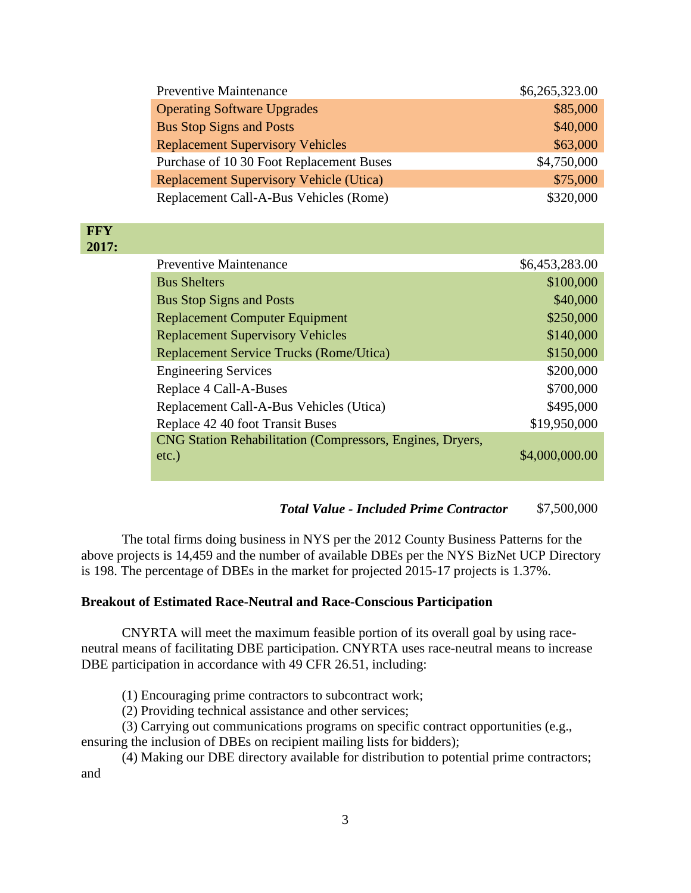| | |
|---|---|
| Preventive Maintenance | $6,265,323.00 |
| Operating Software Upgrades | $85,000 |
| Bus Stop Signs and Posts | $40,000 |
| Replacement Supervisory Vehicles | $63,000 |
| Purchase of 10 30 Foot Replacement Buses | $4,750,000 |
| Replacement Supervisory Vehicle (Utica) | $75,000 |
| Replacement Call-A-Bus Vehicles (Rome) | $320,000 |

**FFY 2017:**

| | |
|---|---|
| Preventive Maintenance | $6,453,283.00 |
| Bus Shelters | $100,000 |
| Bus Stop Signs and Posts | $40,000 |
| Replacement Computer Equipment | $250,000 |
| Replacement Supervisory Vehicles | $140,000 |
| Replacement Service Trucks (Rome/Utica) | $150,000 |
| Engineering Services | $200,000 |
| Replace 4 Call-A-Buses | $700,000 |
| Replacement Call-A-Bus Vehicles (Utica) | $495,000 |
| Replace 42 40 foot Transit Buses | $19,950,000 |
| CNG Station Rehabilitation (Compressors, Engines, Dryers, etc.) | $4,000,000.00 |

***Total Value - Included Prime Contractor*** $7,500,000

The total firms doing business in NYS per the 2012 County Business Patterns for the above projects is 14,459 and the number of available DBEs per the NYS BizNet UCP Directory is 198. The percentage of DBEs in the market for projected 2015-17 projects is 1.37%.

**Breakout of Estimated Race-Neutral and Race-Conscious Participation**

CNYRTA will meet the maximum feasible portion of its overall goal by using race-neutral means of facilitating DBE participation. CNYRTA uses race-neutral means to increase DBE participation in accordance with 49 CFR 26.51, including:

(1) Encouraging prime contractors to subcontract work;

(2) Providing technical assistance and other services;

(3) Carrying out communications programs on specific contract opportunities (e.g., ensuring the inclusion of DBEs on recipient mailing lists for bidders);

(4) Making our DBE directory available for distribution to potential prime contractors; and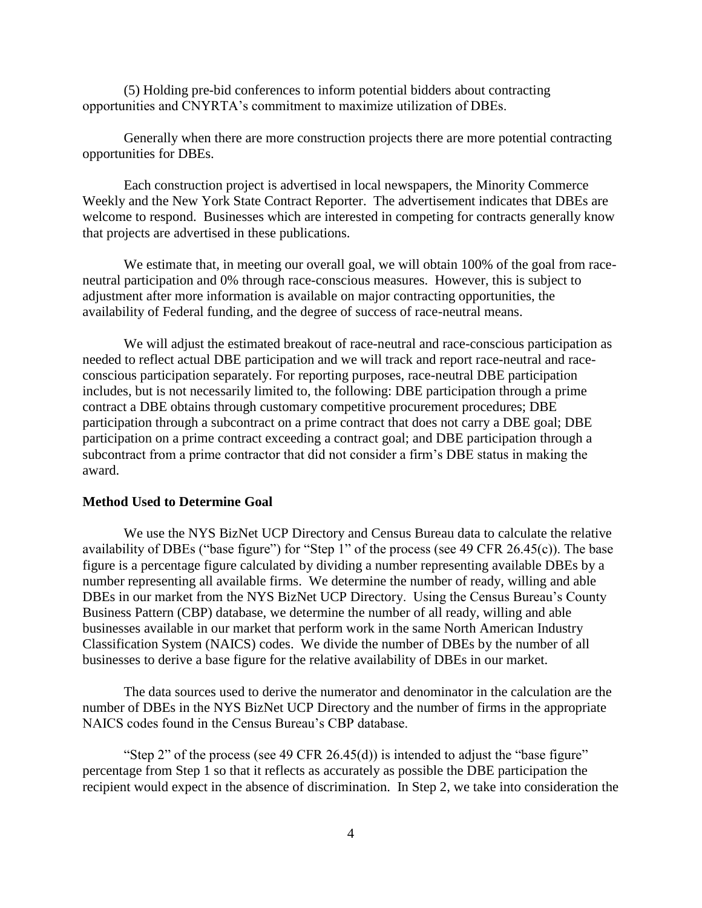(5) Holding pre-bid conferences to inform potential bidders about contracting opportunities and CNYRTA's commitment to maximize utilization of DBEs.

Generally when there are more construction projects there are more potential contracting opportunities for DBEs.

Each construction project is advertised in local newspapers, the Minority Commerce Weekly and the New York State Contract Reporter. The advertisement indicates that DBEs are welcome to respond. Businesses which are interested in competing for contracts generally know that projects are advertised in these publications.

We estimate that, in meeting our overall goal, we will obtain 100% of the goal from race-neutral participation and 0% through race-conscious measures. However, this is subject to adjustment after more information is available on major contracting opportunities, the availability of Federal funding, and the degree of success of race-neutral means.

We will adjust the estimated breakout of race-neutral and race-conscious participation as needed to reflect actual DBE participation and we will track and report race-neutral and race-conscious participation separately. For reporting purposes, race-neutral DBE participation includes, but is not necessarily limited to, the following: DBE participation through a prime contract a DBE obtains through customary competitive procurement procedures; DBE participation through a subcontract on a prime contract that does not carry a DBE goal; DBE participation on a prime contract exceeding a contract goal; and DBE participation through a subcontract from a prime contractor that did not consider a firm's DBE status in making the award.

**Method Used to Determine Goal**

We use the NYS BizNet UCP Directory and Census Bureau data to calculate the relative availability of DBEs ("base figure") for "Step 1" of the process (see 49 CFR 26.45(c)). The base figure is a percentage figure calculated by dividing a number representing available DBEs by a number representing all available firms. We determine the number of ready, willing and able DBEs in our market from the NYS BizNet UCP Directory. Using the Census Bureau's County Business Pattern (CBP) database, we determine the number of all ready, willing and able businesses available in our market that perform work in the same North American Industry Classification System (NAICS) codes. We divide the number of DBEs by the number of all businesses to derive a base figure for the relative availability of DBEs in our market.

The data sources used to derive the numerator and denominator in the calculation are the number of DBEs in the NYS BizNet UCP Directory and the number of firms in the appropriate NAICS codes found in the Census Bureau's CBP database.

"Step 2" of the process (see 49 CFR 26.45(d)) is intended to adjust the "base figure" percentage from Step 1 so that it reflects as accurately as possible the DBE participation the recipient would expect in the absence of discrimination. In Step 2, we take into consideration the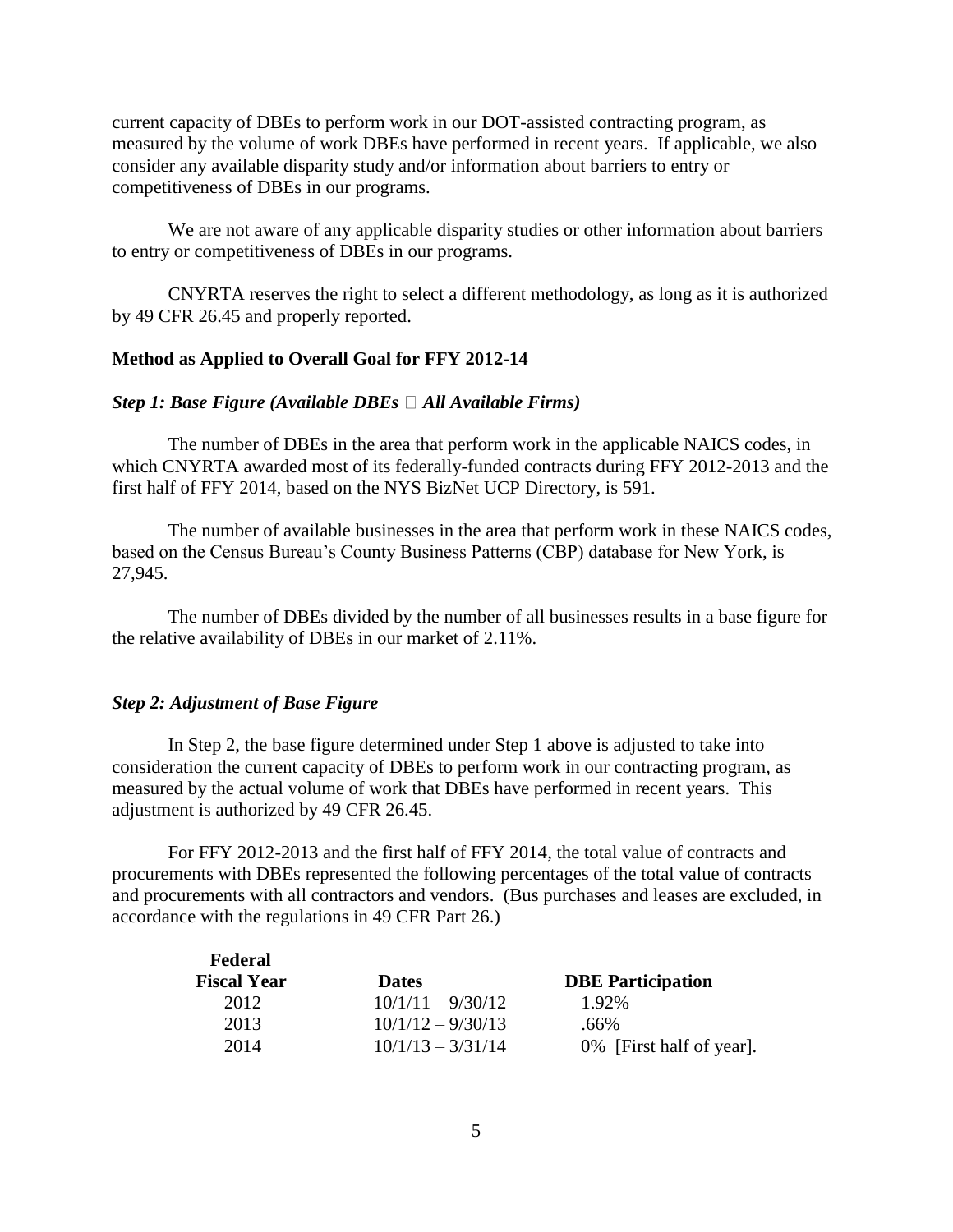current capacity of DBEs to perform work in our DOT-assisted contracting program, as measured by the volume of work DBEs have performed in recent years. If applicable, we also consider any available disparity study and/or information about barriers to entry or competitiveness of DBEs in our programs.

We are not aware of any applicable disparity studies or other information about barriers to entry or competitiveness of DBEs in our programs.

CNYRTA reserves the right to select a different methodology, as long as it is authorized by 49 CFR 26.45 and properly reported.

**Method as Applied to Overall Goal for FFY 2012-14**

***Step 1: Base Figure (Available DBEs  All Available Firms)***

The number of DBEs in the area that perform work in the applicable NAICS codes, in which CNYRTA awarded most of its federally-funded contracts during FFY 2012-2013 and the first half of FFY 2014, based on the NYS BizNet UCP Directory, is 591.

The number of available businesses in the area that perform work in these NAICS codes, based on the Census Bureau's County Business Patterns (CBP) database for New York, is 27,945.

The number of DBEs divided by the number of all businesses results in a base figure for the relative availability of DBEs in our market of 2.11%.

***Step 2: Adjustment of Base Figure***

In Step 2, the base figure determined under Step 1 above is adjusted to take into consideration the current capacity of DBEs to perform work in our contracting program, as measured by the actual volume of work that DBEs have performed in recent years. This adjustment is authorized by 49 CFR 26.45.

For FFY 2012-2013 and the first half of FFY 2014, the total value of contracts and procurements with DBEs represented the following percentages of the total value of contracts and procurements with all contractors and vendors. (Bus purchases and leases are excluded, in accordance with the regulations in 49 CFR Part 26.)

| Federal Fiscal Year | Dates | DBE Participation |
|---|---|---|
| 2012 | 10/1/11 – 9/30/12 | 1.92% |
| 2013 | 10/1/12 – 9/30/13 | .66% |
| 2014 | 10/1/13 – 3/31/14 | 0% [First half of year]. |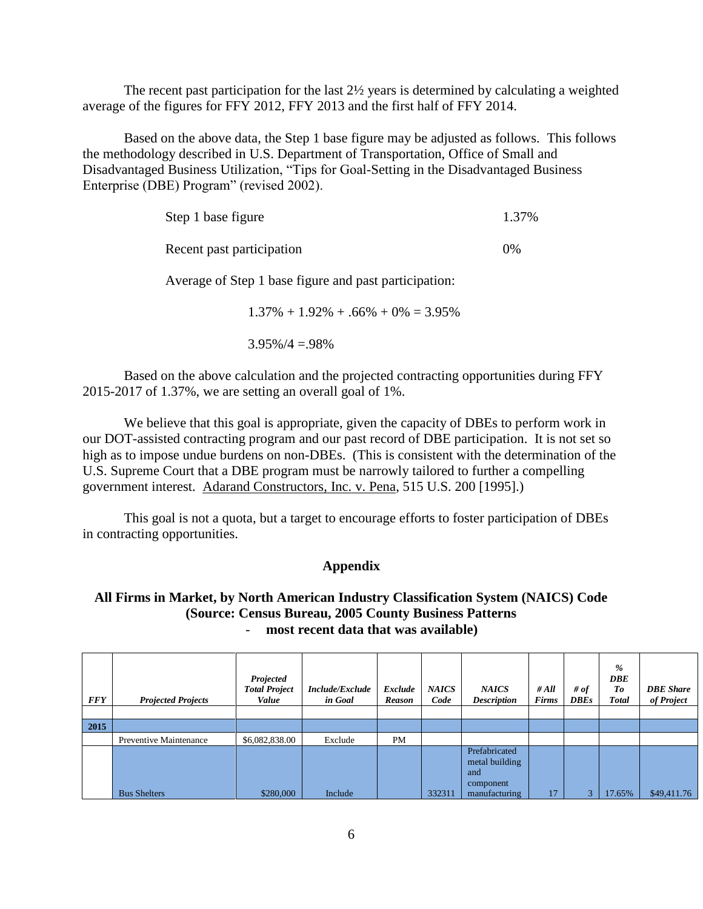The recent past participation for the last 2½ years is determined by calculating a weighted average of the figures for FFY 2012, FFY 2013 and the first half of FFY 2014.

Based on the above data, the Step 1 base figure may be adjusted as follows. This follows the methodology described in U.S. Department of Transportation, Office of Small and Disadvantaged Business Utilization, "Tips for Goal-Setting in the Disadvantaged Business Enterprise (DBE) Program" (revised 2002).

| | |
|---|---|
| Step 1 base figure | 1.37% |
| Recent past participation | 0% |

Average of Step 1 base figure and past participation:

1.37% + 1.92% + .66% + 0% = 3.95%

3.95%/4 =.98%

Based on the above calculation and the projected contracting opportunities during FFY 2015-2017 of 1.37%, we are setting an overall goal of 1%.

We believe that this goal is appropriate, given the capacity of DBEs to perform work in our DOT-assisted contracting program and our past record of DBE participation. It is not set so high as to impose undue burdens on non-DBEs. (This is consistent with the determination of the U.S. Supreme Court that a DBE program must be narrowly tailored to further a compelling government interest. Adarand Constructors, Inc. v. Pena, 515 U.S. 200 [1995].)

This goal is not a quota, but a target to encourage efforts to foster participation of DBEs in contracting opportunities.

## Appendix

### All Firms in Market, by North American Industry Classification System (NAICS) Code (Source: Census Bureau, 2005 County Business Patterns - most recent data that was available)

| *FFY* | *Projected Projects* | *Projected Total Project Value* | *Include/Exclude in Goal* | *Exclude Reason* | *NAICS Code* | *NAICS Description* | *# All Firms* | *# of DBEs* | *% DBE To Total* | *DBE Share of Project* |
|---|---|---|---|---|---|---|---|---|---|---|
| | | | | | | | | | | |
| **2015** | | | | | | | | | | |
| | Preventive Maintenance | $6,082,838.00 | Exclude | PM | | | | | | |
| | Bus Shelters | $280,000 | Include | | 332311 | Prefabricated metal building and component manufacturing | 17 | 3 | 17.65% | $49,411.76 |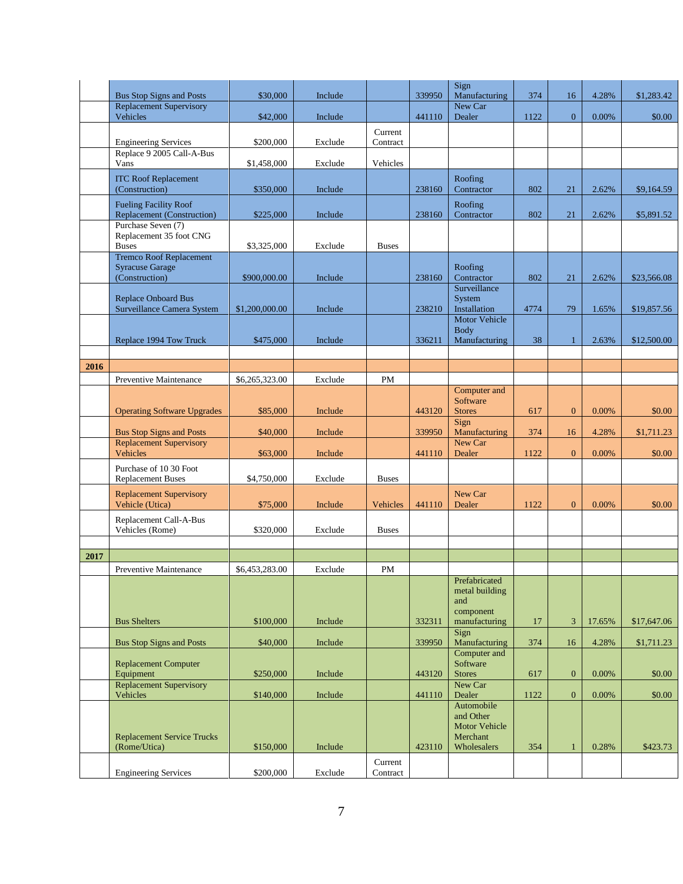|  |  |  |  |  |  |  |  |  |  |  |
|---|---|---|---|---|---|---|---|---|---|---|
|  | Bus Stop Signs and Posts | $30,000 | Include |  | 339950 | Sign Manufacturing | 374 | 16 | 4.28% | $1,283.42 |
|  | Replacement Supervisory Vehicles | $42,000 | Include |  | 441110 | New Car Dealer | 1122 | 0 | 0.00% | $0.00 |
|  | Engineering Services | $200,000 | Exclude | Current Contract |  |  |  |  |  |  |
|  | Replace 9 2005 Call-A-Bus Vans | $1,458,000 | Exclude | Vehicles |  |  |  |  |  |  |
|  | ITC Roof Replacement (Construction) | $350,000 | Include |  | 238160 | Roofing Contractor | 802 | 21 | 2.62% | $9,164.59 |
|  | Fueling Facility Roof Replacement (Construction) | $225,000 | Include |  | 238160 | Roofing Contractor | 802 | 21 | 2.62% | $5,891.52 |
|  | Purchase Seven (7) Replacement 35 foot CNG Buses | $3,325,000 | Exclude | Buses |  |  |  |  |  |  |
|  | Tremco Roof Replacement Syracuse Garage (Construction) | $900,000.00 | Include |  | 238160 | Roofing Contractor | 802 | 21 | 2.62% | $23,566.08 |
|  | Replace Onboard Bus Surveillance Camera System | $1,200,000.00 | Include |  | 238210 | Surveillance System Installation | 4774 | 79 | 1.65% | $19,857.56 |
|  | Replace 1994 Tow Truck | $475,000 | Include |  | 336211 | Motor Vehicle Body Manufacturing | 38 | 1 | 2.63% | $12,500.00 |
|  |  |  |  |  |  |  |  |  |  |  |
| **2016** |  |  |  |  |  |  |  |  |  |  |
|  | Preventive Maintenance | $6,265,323.00 | Exclude | PM |  |  |  |  |  |  |
|  | Operating Software Upgrades | $85,000 | Include |  | 443120 | Computer and Software Stores | 617 | 0 | 0.00% | $0.00 |
|  | Bus Stop Signs and Posts | $40,000 | Include |  | 339950 | Sign Manufacturing | 374 | 16 | 4.28% | $1,711.23 |
|  | Replacement Supervisory Vehicles | $63,000 | Include |  | 441110 | New Car Dealer | 1122 | 0 | 0.00% | $0.00 |
|  | Purchase of 10 30 Foot Replacement Buses | $4,750,000 | Exclude | Buses |  |  |  |  |  |  |
|  | Replacement Supervisory Vehicle (Utica) | $75,000 | Include | Vehicles | 441110 | New Car Dealer | 1122 | 0 | 0.00% | $0.00 |
|  | Replacement Call-A-Bus Vehicles (Rome) | $320,000 | Exclude | Buses |  |  |  |  |  |  |
|  |  |  |  |  |  |  |  |  |  |  |
| **2017** |  |  |  |  |  |  |  |  |  |  |
|  | Preventive Maintenance | $6,453,283.00 | Exclude | PM |  |  |  |  |  |  |
|  | Bus Shelters | $100,000 | Include |  | 332311 | Prefabricated metal building and component manufacturing | 17 | 3 | 17.65% | $17,647.06 |
|  | Bus Stop Signs and Posts | $40,000 | Include |  | 339950 | Sign Manufacturing | 374 | 16 | 4.28% | $1,711.23 |
|  | Replacement Computer Equipment | $250,000 | Include |  | 443120 | Computer and Software Stores | 617 | 0 | 0.00% | $0.00 |
|  | Replacement Supervisory Vehicles | $140,000 | Include |  | 441110 | New Car Dealer | 1122 | 0 | 0.00% | $0.00 |
|  | Replacement Service Trucks (Rome/Utica) | $150,000 | Include |  | 423110 | Automobile and Other Motor Vehicle Merchant Wholesalers | 354 | 1 | 0.28% | $423.73 |
|  | Engineering Services | $200,000 | Exclude | Current Contract |  |  |  |  |  |  |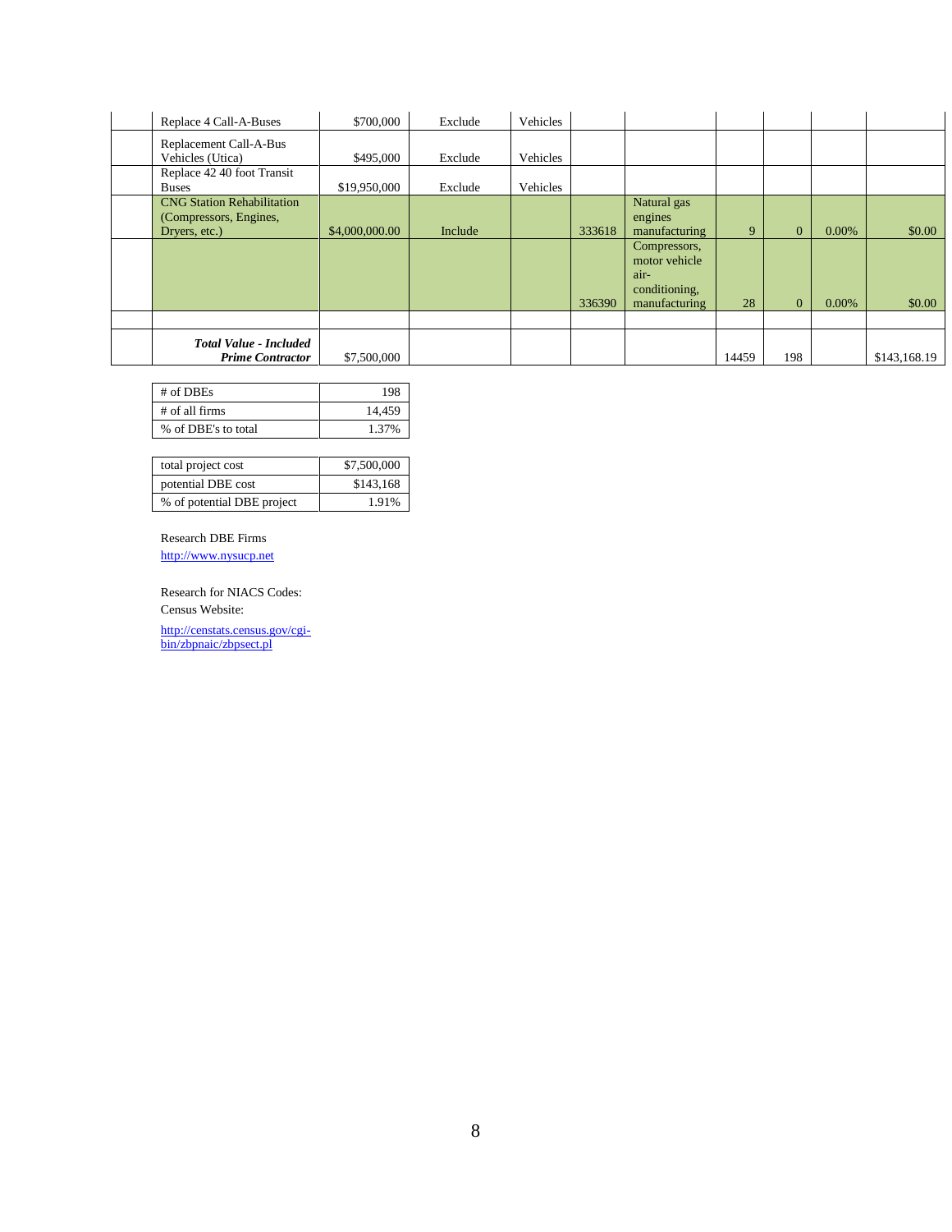| | | | | | | | | | | |
|---|---|---|---|---|---|---|---|---|---|---|
| | Replace 4 Call-A-Buses | $700,000 | Exclude | Vehicles | | | | | | |
| | Replacement Call-A-Bus Vehicles (Utica) | $495,000 | Exclude | Vehicles | | | | | | |
| | Replace 42 40 foot Transit Buses | $19,950,000 | Exclude | Vehicles | | | | | | |
| | CNG Station Rehabilitation (Compressors, Engines, Dryers, etc.) | $4,000,000.00 | Include | | 333618 | Natural gas engines manufacturing | 9 | 0 | 0.00% | $0.00 |
| | | | | | 336390 | Compressors, motor vehicle air-conditioning, manufacturing | 28 | 0 | 0.00% | $0.00 |
| | | | | | | | | | | |
| | ***Total Value - Included Prime Contractor*** | $7,500,000 | | | | | 14459 | 198 | | $143,168.19 |

| | |
|---|---|
| # of DBEs | 198 |
| # of all firms | 14,459 |
| % of DBE's to total | 1.37% |

| | |
|---|---|
| total project cost | $7,500,000 |
| potential DBE cost | $143,168 |
| % of potential DBE project | 1.91% |

Research DBE Firms
http://www.nysucp.net

Research for NIACS Codes:
Census Website:

http://censtats.census.gov/cgi-bin/zbpnaic/zbpsect.pl